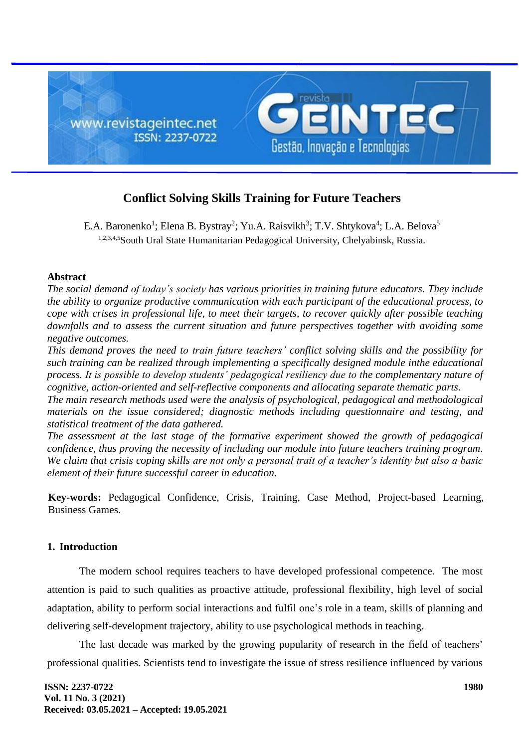# Conflict Solving Skills Training for Future Teachers

E.A. Baronenko[1]; Elena B. Bystray[2]; Yu.A. Raisvikh[3]; T.V. Shtykova[4]; L.A. Belova[5]

[1,2,3,4,5]South Ural State Humanitarian Pedagogical University, Chelyabinsk, Russia.

## Abstract

*The social demand of today's society has various priorities in training future educators. They include the ability to organize productive communication with each participant of the educational process, to cope with crises in professional life, to meet their targets, to recover quickly after possible teaching downfalls and to assess the current situation and future perspectives together with avoiding some negative outcomes.*

*This demand proves the need to train future teachers' conflict solving skills and the possibility for such training can be realized through implementing a specifically designed module inthe educational process. It is possible to develop students' pedagogical resiliency due to the complementary nature of cognitive, action-oriented and self-reflective components and allocating separate thematic parts.*

*The main research methods used were the analysis of psychological, pedagogical and methodological materials on the issue considered; diagnostic methods including questionnaire and testing, and statistical treatment of the data gathered.*

*The assessment at the last stage of the formative experiment showed the growth of pedagogical confidence, thus proving the necessity of including our module into future teachers training program. We claim that crisis coping skills are not only a personal trait of a teacher's identity but also a basic element of their future successful career in education.*

**Key-words:** Pedagogical Confidence, Crisis, Training, Case Method, Project-based Learning, Business Games.

## 1. Introduction

The modern school requires teachers to have developed professional competence. The most attention is paid to such qualities as proactive attitude, professional flexibility, high level of social adaptation, ability to perform social interactions and fulfil one's role in a team, skills of planning and delivering self-development trajectory, ability to use psychological methods in teaching.

The last decade was marked by the growing popularity of research in the field of teachers' professional qualities. Scientists tend to investigate the issue of stress resilience influenced by various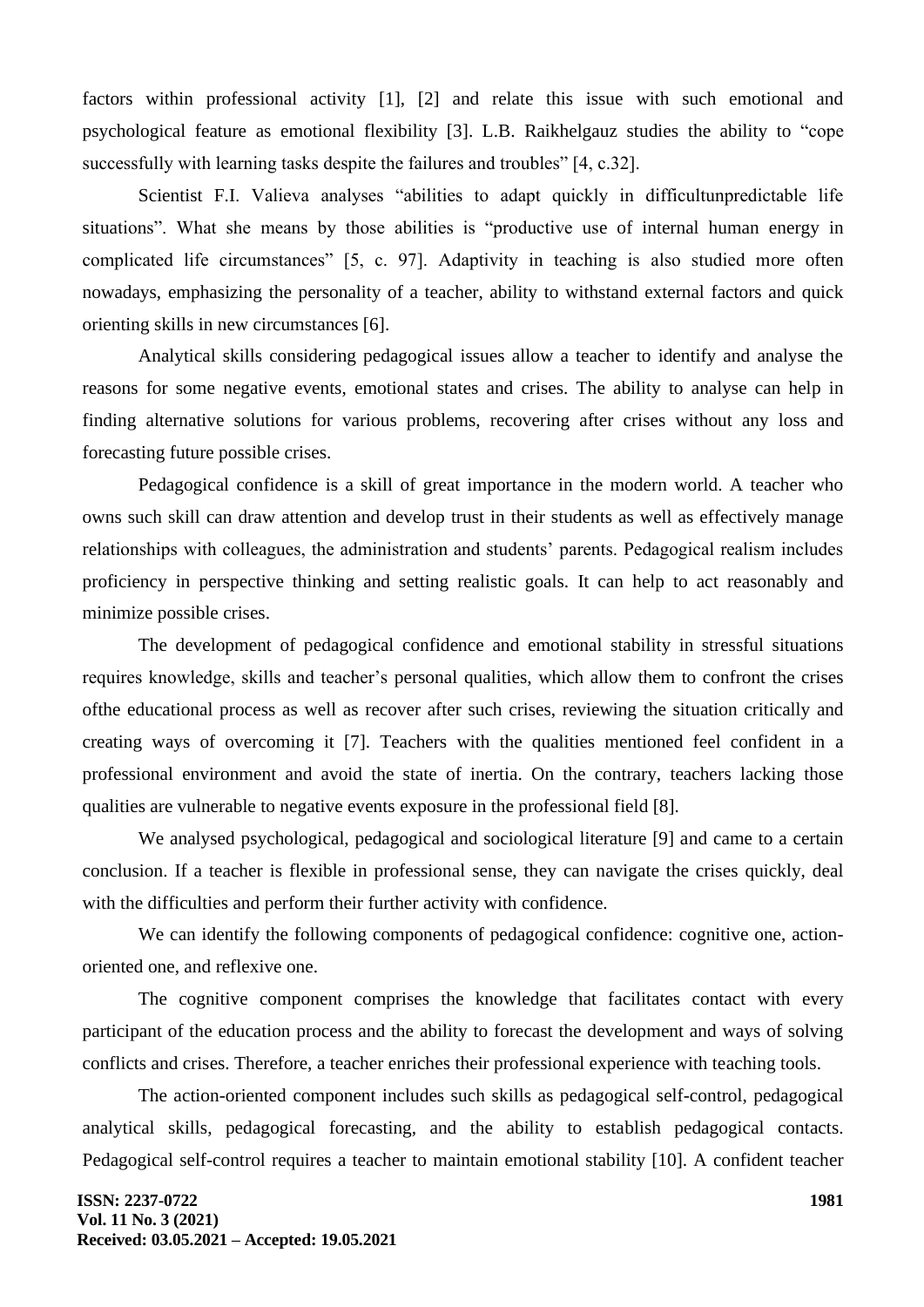factors within professional activity [1], [2] and relate this issue with such emotional and psychological feature as emotional flexibility [3]. L.B. Raikhelgauz studies the ability to "cope successfully with learning tasks despite the failures and troubles" [4, c.32].

Scientist F.I. Valieva analyses "abilities to adapt quickly in difficultunpredictable life situations". What she means by those abilities is "productive use of internal human energy in complicated life circumstances" [5, c. 97]. Adaptivity in teaching is also studied more often nowadays, emphasizing the personality of a teacher, ability to withstand external factors and quick orienting skills in new circumstances [6].

Analytical skills considering pedagogical issues allow a teacher to identify and analyse the reasons for some negative events, emotional states and crises. The ability to analyse can help in finding alternative solutions for various problems, recovering after crises without any loss and forecasting future possible crises.

Pedagogical confidence is a skill of great importance in the modern world. A teacher who owns such skill can draw attention and develop trust in their students as well as effectively manage relationships with colleagues, the administration and students' parents. Pedagogical realism includes proficiency in perspective thinking and setting realistic goals. It can help to act reasonably and minimize possible crises.

The development of pedagogical confidence and emotional stability in stressful situations requires knowledge, skills and teacher's personal qualities, which allow them to confront the crises ofthe educational process as well as recover after such crises, reviewing the situation critically and creating ways of overcoming it [7]. Teachers with the qualities mentioned feel confident in a professional environment and avoid the state of inertia. On the contrary, teachers lacking those qualities are vulnerable to negative events exposure in the professional field [8].

We analysed psychological, pedagogical and sociological literature [9] and came to a certain conclusion. If a teacher is flexible in professional sense, they can navigate the crises quickly, deal with the difficulties and perform their further activity with confidence.

We can identify the following components of pedagogical confidence: cognitive one, action-oriented one, and reflexive one.

The cognitive component comprises the knowledge that facilitates contact with every participant of the education process and the ability to forecast the development and ways of solving conflicts and crises. Therefore, a teacher enriches their professional experience with teaching tools.

The action-oriented component includes such skills as pedagogical self-control, pedagogical analytical skills, pedagogical forecasting, and the ability to establish pedagogical contacts. Pedagogical self-control requires a teacher to maintain emotional stability [10]. A confident teacher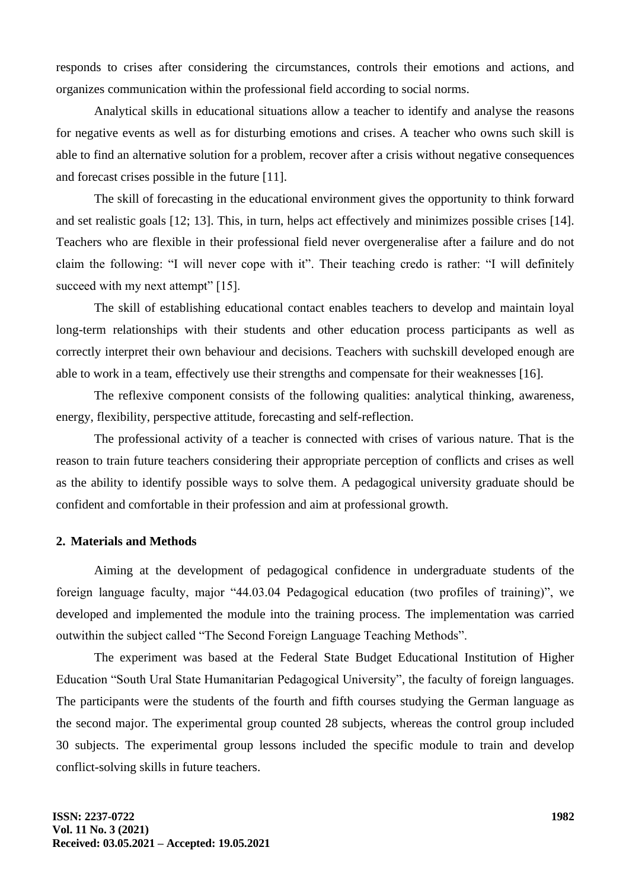responds to crises after considering the circumstances, controls their emotions and actions, and organizes communication within the professional field according to social norms.

Analytical skills in educational situations allow a teacher to identify and analyse the reasons for negative events as well as for disturbing emotions and crises. A teacher who owns such skill is able to find an alternative solution for a problem, recover after a crisis without negative consequences and forecast crises possible in the future [11].

The skill of forecasting in the educational environment gives the opportunity to think forward and set realistic goals [12; 13]. This, in turn, helps act effectively and minimizes possible crises [14]. Teachers who are flexible in their professional field never overgeneralise after a failure and do not claim the following: "I will never cope with it". Their teaching credo is rather: "I will definitely succeed with my next attempt" [15].

The skill of establishing educational contact enables teachers to develop and maintain loyal long-term relationships with their students and other education process participants as well as correctly interpret their own behaviour and decisions. Teachers with suchskill developed enough are able to work in a team, effectively use their strengths and compensate for their weaknesses [16].

The reflexive component consists of the following qualities: analytical thinking, awareness, energy, flexibility, perspective attitude, forecasting and self-reflection.

The professional activity of a teacher is connected with crises of various nature. That is the reason to train future teachers considering their appropriate perception of conflicts and crises as well as the ability to identify possible ways to solve them. A pedagogical university graduate should be confident and comfortable in their profession and aim at professional growth.

## 2. Materials and Methods

Aiming at the development of pedagogical confidence in undergraduate students of the foreign language faculty, major "44.03.04 Pedagogical education (two profiles of training)", we developed and implemented the module into the training process. The implementation was carried outwithin the subject called "The Second Foreign Language Teaching Methods".

The experiment was based at the Federal State Budget Educational Institution of Higher Education "South Ural State Humanitarian Pedagogical University", the faculty of foreign languages. The participants were the students of the fourth and fifth courses studying the German language as the second major. The experimental group counted 28 subjects, whereas the control group included 30 subjects. The experimental group lessons included the specific module to train and develop conflict-solving skills in future teachers.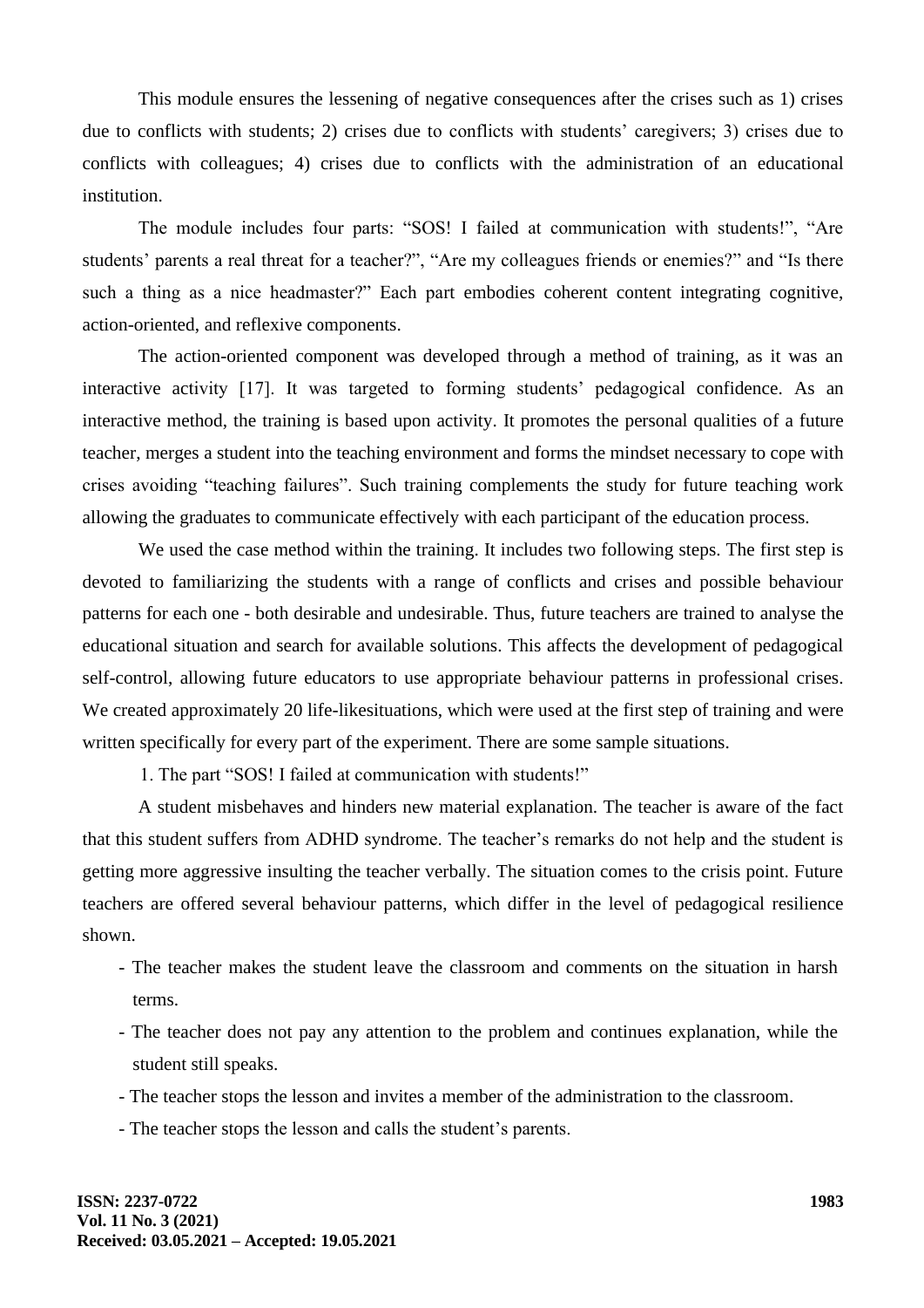This module ensures the lessening of negative consequences after the crises such as 1) crises due to conflicts with students; 2) crises due to conflicts with students' caregivers; 3) crises due to conflicts with colleagues; 4) crises due to conflicts with the administration of an educational institution.

The module includes four parts: "SOS! I failed at communication with students!", "Are students' parents a real threat for a teacher?", "Are my colleagues friends or enemies?" and "Is there such a thing as a nice headmaster?" Each part embodies coherent content integrating cognitive, action-oriented, and reflexive components.

The action-oriented component was developed through a method of training, as it was an interactive activity [17]. It was targeted to forming students' pedagogical confidence. As an interactive method, the training is based upon activity. It promotes the personal qualities of a future teacher, merges a student into the teaching environment and forms the mindset necessary to cope with crises avoiding "teaching failures". Such training complements the study for future teaching work allowing the graduates to communicate effectively with each participant of the education process.

We used the case method within the training. It includes two following steps. The first step is devoted to familiarizing the students with a range of conflicts and crises and possible behaviour patterns for each one - both desirable and undesirable. Thus, future teachers are trained to analyse the educational situation and search for available solutions. This affects the development of pedagogical self-control, allowing future educators to use appropriate behaviour patterns in professional crises. We created approximately 20 life-likesituations, which were used at the first step of training and were written specifically for every part of the experiment. There are some sample situations.

1. The part "SOS! I failed at communication with students!"

A student misbehaves and hinders new material explanation. The teacher is aware of the fact that this student suffers from ADHD syndrome. The teacher's remarks do not help and the student is getting more aggressive insulting the teacher verbally. The situation comes to the crisis point. Future teachers are offered several behaviour patterns, which differ in the level of pedagogical resilience shown.

- The teacher makes the student leave the classroom and comments on the situation in harsh terms.
- The teacher does not pay any attention to the problem and continues explanation, while the student still speaks.
- The teacher stops the lesson and invites a member of the administration to the classroom.
- The teacher stops the lesson and calls the student's parents.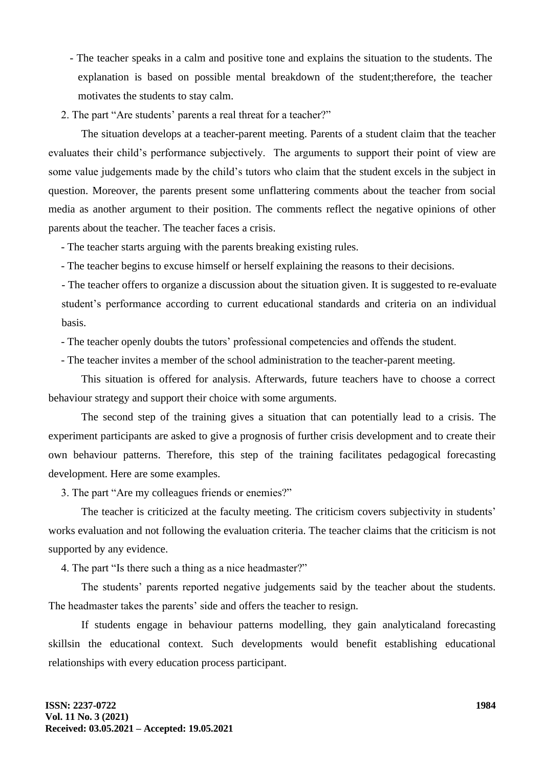- The teacher speaks in a calm and positive tone and explains the situation to the students. The explanation is based on possible mental breakdown of the student;therefore, the teacher motivates the students to stay calm.

2. The part "Are students' parents a real threat for a teacher?"

The situation develops at a teacher-parent meeting. Parents of a student claim that the teacher evaluates their child's performance subjectively. The arguments to support their point of view are some value judgements made by the child's tutors who claim that the student excels in the subject in question. Moreover, the parents present some unflattering comments about the teacher from social media as another argument to their position. The comments reflect the negative opinions of other parents about the teacher. The teacher faces a crisis.

- The teacher starts arguing with the parents breaking existing rules.
- The teacher begins to excuse himself or herself explaining the reasons to their decisions.
- The teacher offers to organize a discussion about the situation given. It is suggested to re-evaluate student's performance according to current educational standards and criteria on an individual basis.
- The teacher openly doubts the tutors' professional competencies and offends the student.
- The teacher invites a member of the school administration to the teacher-parent meeting.

This situation is offered for analysis. Afterwards, future teachers have to choose a correct behaviour strategy and support their choice with some arguments.

The second step of the training gives a situation that can potentially lead to a crisis. The experiment participants are asked to give a prognosis of further crisis development and to create their own behaviour patterns. Therefore, this step of the training facilitates pedagogical forecasting development. Here are some examples.

3. The part "Are my colleagues friends or enemies?"

The teacher is criticized at the faculty meeting. The criticism covers subjectivity in students' works evaluation and not following the evaluation criteria. The teacher claims that the criticism is not supported by any evidence.

4. The part "Is there such a thing as a nice headmaster?"

The students' parents reported negative judgements said by the teacher about the students. The headmaster takes the parents' side and offers the teacher to resign.

If students engage in behaviour patterns modelling, they gain analyticaland forecasting skillsin the educational context. Such developments would benefit establishing educational relationships with every education process participant.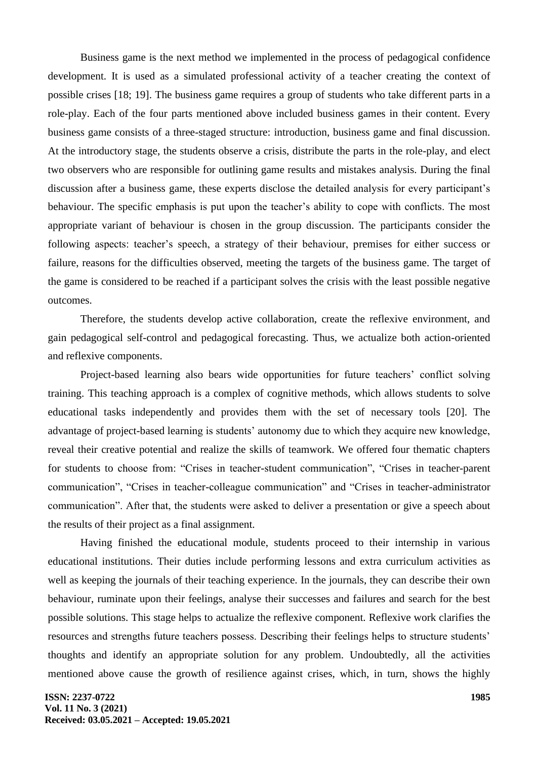Business game is the next method we implemented in the process of pedagogical confidence development. It is used as a simulated professional activity of a teacher creating the context of possible crises [18; 19]. The business game requires a group of students who take different parts in a role-play. Each of the four parts mentioned above included business games in their content. Every business game consists of a three-staged structure: introduction, business game and final discussion. At the introductory stage, the students observe a crisis, distribute the parts in the role-play, and elect two observers who are responsible for outlining game results and mistakes analysis. During the final discussion after a business game, these experts disclose the detailed analysis for every participant's behaviour. The specific emphasis is put upon the teacher's ability to cope with conflicts. The most appropriate variant of behaviour is chosen in the group discussion. The participants consider the following aspects: teacher's speech, a strategy of their behaviour, premises for either success or failure, reasons for the difficulties observed, meeting the targets of the business game. The target of the game is considered to be reached if a participant solves the crisis with the least possible negative outcomes.

Therefore, the students develop active collaboration, create the reflexive environment, and gain pedagogical self-control and pedagogical forecasting. Thus, we actualize both action-oriented and reflexive components.

Project-based learning also bears wide opportunities for future teachers' conflict solving training. This teaching approach is a complex of cognitive methods, which allows students to solve educational tasks independently and provides them with the set of necessary tools [20]. The advantage of project-based learning is students' autonomy due to which they acquire new knowledge, reveal their creative potential and realize the skills of teamwork. We offered four thematic chapters for students to choose from: "Crises in teacher-student communication", "Crises in teacher-parent communication", "Crises in teacher-colleague communication" and "Crises in teacher-administrator communication". After that, the students were asked to deliver a presentation or give a speech about the results of their project as a final assignment.

Having finished the educational module, students proceed to their internship in various educational institutions. Their duties include performing lessons and extra curriculum activities as well as keeping the journals of their teaching experience. In the journals, they can describe their own behaviour, ruminate upon their feelings, analyse their successes and failures and search for the best possible solutions. This stage helps to actualize the reflexive component. Reflexive work clarifies the resources and strengths future teachers possess. Describing their feelings helps to structure students' thoughts and identify an appropriate solution for any problem. Undoubtedly, all the activities mentioned above cause the growth of resilience against crises, which, in turn, shows the highly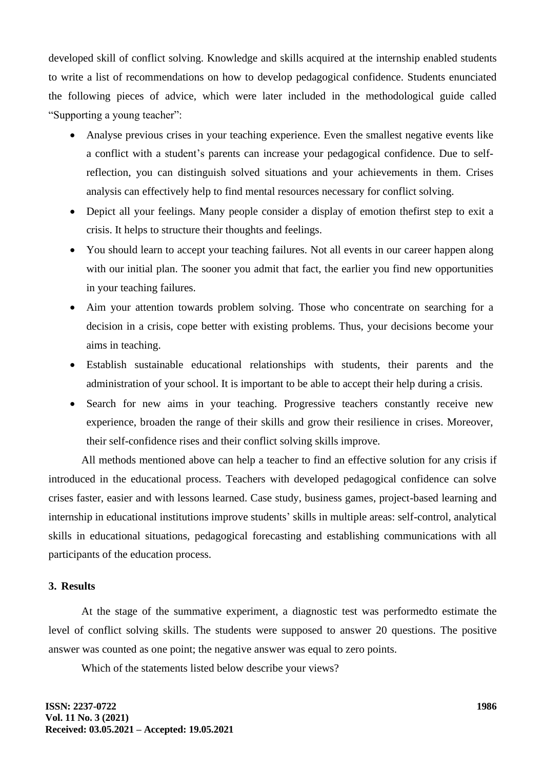developed skill of conflict solving. Knowledge and skills acquired at the internship enabled students to write a list of recommendations on how to develop pedagogical confidence. Students enunciated the following pieces of advice, which were later included in the methodological guide called "Supporting a young teacher":

- Analyse previous crises in your teaching experience. Even the smallest negative events like a conflict with a student's parents can increase your pedagogical confidence. Due to self-reflection, you can distinguish solved situations and your achievements in them. Crises analysis can effectively help to find mental resources necessary for conflict solving.
- Depict all your feelings. Many people consider a display of emotion thefirst step to exit a crisis. It helps to structure their thoughts and feelings.
- You should learn to accept your teaching failures. Not all events in our career happen along with our initial plan. The sooner you admit that fact, the earlier you find new opportunities in your teaching failures.
- Aim your attention towards problem solving. Those who concentrate on searching for a decision in a crisis, cope better with existing problems. Thus, your decisions become your aims in teaching.
- Establish sustainable educational relationships with students, their parents and the administration of your school. It is important to be able to accept their help during a crisis.
- Search for new aims in your teaching. Progressive teachers constantly receive new experience, broaden the range of their skills and grow their resilience in crises. Moreover, their self-confidence rises and their conflict solving skills improve.

All methods mentioned above can help a teacher to find an effective solution for any crisis if introduced in the educational process. Teachers with developed pedagogical confidence can solve crises faster, easier and with lessons learned. Case study, business games, project-based learning and internship in educational institutions improve students' skills in multiple areas: self-control, analytical skills in educational situations, pedagogical forecasting and establishing communications with all participants of the education process.

## 3. Results

At the stage of the summative experiment, a diagnostic test was performedto estimate the level of conflict solving skills. The students were supposed to answer 20 questions. The positive answer was counted as one point; the negative answer was equal to zero points.

Which of the statements listed below describe your views?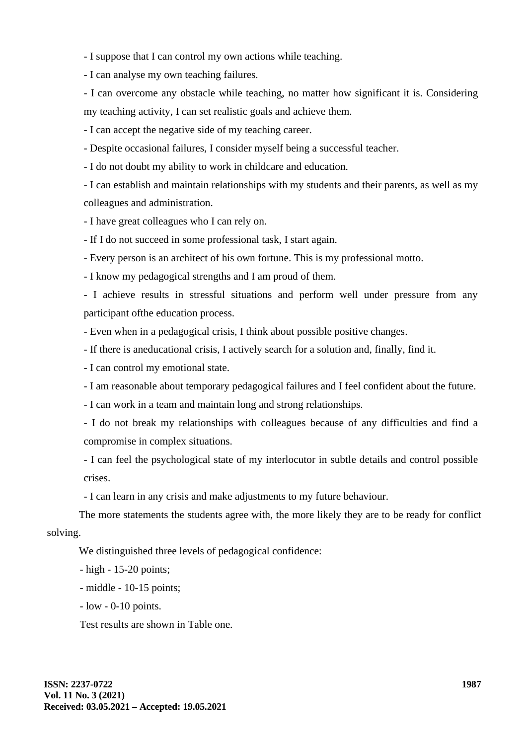- I suppose that I can control my own actions while teaching.
- I can analyse my own teaching failures.
- I can overcome any obstacle while teaching, no matter how significant it is. Considering my teaching activity, I can set realistic goals and achieve them.
- I can accept the negative side of my teaching career.
- Despite occasional failures, I consider myself being a successful teacher.
- I do not doubt my ability to work in childcare and education.
- I can establish and maintain relationships with my students and their parents, as well as my colleagues and administration.
- I have great colleagues who I can rely on.
- If I do not succeed in some professional task, I start again.
- Every person is an architect of his own fortune. This is my professional motto.
- I know my pedagogical strengths and I am proud of them.
- I achieve results in stressful situations and perform well under pressure from any participant ofthe education process.
- Even when in a pedagogical crisis, I think about possible positive changes.
- If there is aneducational crisis, I actively search for a solution and, finally, find it.
- I can control my emotional state.
- I am reasonable about temporary pedagogical failures and I feel confident about the future.
- I can work in a team and maintain long and strong relationships.
- I do not break my relationships with colleagues because of any difficulties and find a compromise in complex situations.
- I can feel the psychological state of my interlocutor in subtle details and control possible crises.
- I can learn in any crisis and make adjustments to my future behaviour.

The more statements the students agree with, the more likely they are to be ready for conflict solving.

We distinguished three levels of pedagogical confidence:

- high - 15-20 points;
- middle - 10-15 points;
- low - 0-10 points.

Test results are shown in Table one.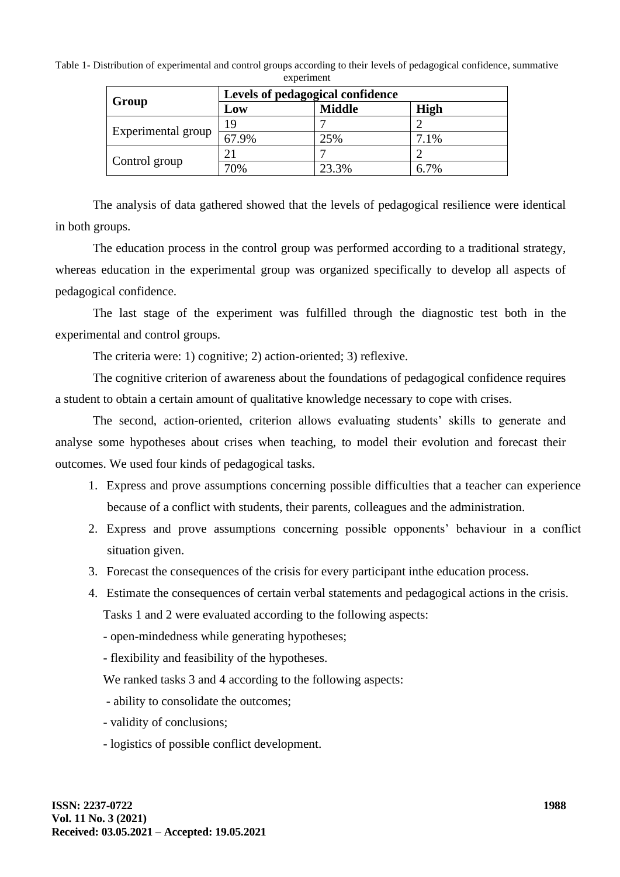Table 1- Distribution of experimental and control groups according to their levels of pedagogical confidence, summative experiment

| Group | Levels of pedagogical confidence | | |
|---|---|---|---|
| | **Low** | **Middle** | **High** |
| Experimental group | 19 | 7 | 2 |
| | 67.9% | 25% | 7.1% |
| Control group | 21 | 7 | 2 |
| | 70% | 23.3% | 6.7% |

The analysis of data gathered showed that the levels of pedagogical resilience were identical in both groups.

The education process in the control group was performed according to a traditional strategy, whereas education in the experimental group was organized specifically to develop all aspects of pedagogical confidence.

The last stage of the experiment was fulfilled through the diagnostic test both in the experimental and control groups.

The criteria were: 1) cognitive; 2) action-oriented; 3) reflexive.

The cognitive criterion of awareness about the foundations of pedagogical confidence requires a student to obtain a certain amount of qualitative knowledge necessary to cope with crises.

The second, action-oriented, criterion allows evaluating students' skills to generate and analyse some hypotheses about crises when teaching, to model their evolution and forecast their outcomes. We used four kinds of pedagogical tasks.

1. Express and prove assumptions concerning possible difficulties that a teacher can experience because of a conflict with students, their parents, colleagues and the administration.
2. Express and prove assumptions concerning possible opponents' behaviour in a conflict situation given.
3. Forecast the consequences of the crisis for every participant inthe education process.
4. Estimate the consequences of certain verbal statements and pedagogical actions in the crisis.

Tasks 1 and 2 were evaluated according to the following aspects:

- open-mindedness while generating hypotheses;
- flexibility and feasibility of the hypotheses.

We ranked tasks 3 and 4 according to the following aspects:

- ability to consolidate the outcomes;
- validity of conclusions;
- logistics of possible conflict development.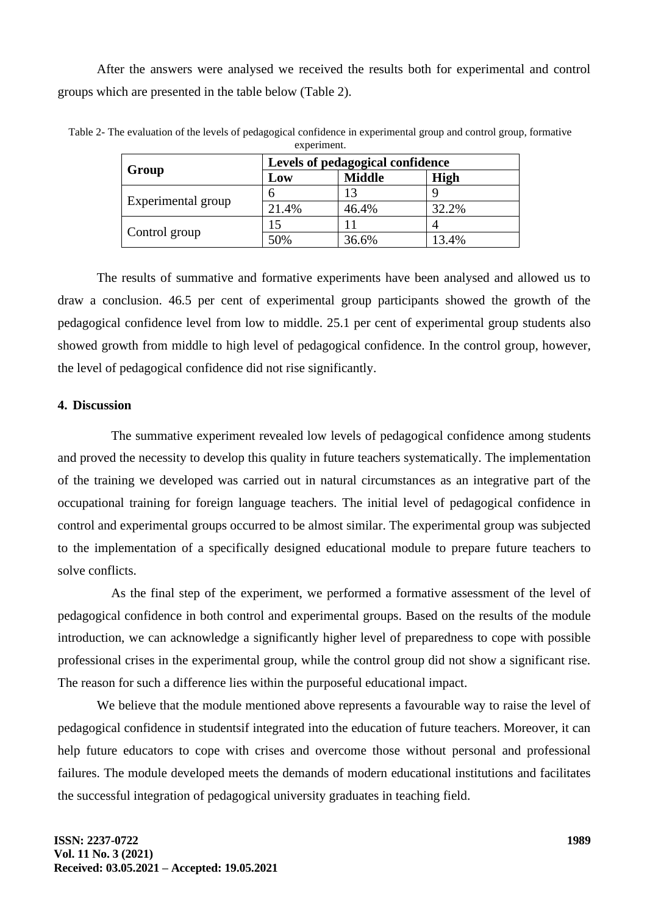After the answers were analysed we received the results both for experimental and control groups which are presented in the table below (Table 2).

Table 2- The evaluation of the levels of pedagogical confidence in experimental group and control group, formative experiment.

| Group | Levels of pedagogical confidence | | |
|---|---|---|---|
| | Low | Middle | High |
| Experimental group | 6 | 13 | 9 |
| | 21.4% | 46.4% | 32.2% |
| Control group | 15 | 11 | 4 |
| | 50% | 36.6% | 13.4% |

The results of summative and formative experiments have been analysed and allowed us to draw a conclusion. 46.5 per cent of experimental group participants showed the growth of the pedagogical confidence level from low to middle. 25.1 per cent of experimental group students also showed growth from middle to high level of pedagogical confidence. In the control group, however, the level of pedagogical confidence did not rise significantly.

## 4. Discussion

The summative experiment revealed low levels of pedagogical confidence among students and proved the necessity to develop this quality in future teachers systematically. The implementation of the training we developed was carried out in natural circumstances as an integrative part of the occupational training for foreign language teachers. The initial level of pedagogical confidence in control and experimental groups occurred to be almost similar. The experimental group was subjected to the implementation of a specifically designed educational module to prepare future teachers to solve conflicts.

As the final step of the experiment, we performed a formative assessment of the level of pedagogical confidence in both control and experimental groups. Based on the results of the module introduction, we can acknowledge a significantly higher level of preparedness to cope with possible professional crises in the experimental group, while the control group did not show a significant rise. The reason for such a difference lies within the purposeful educational impact.

We believe that the module mentioned above represents a favourable way to raise the level of pedagogical confidence in studentsif integrated into the education of future teachers. Moreover, it can help future educators to cope with crises and overcome those without personal and professional failures. The module developed meets the demands of modern educational institutions and facilitates the successful integration of pedagogical university graduates in teaching field.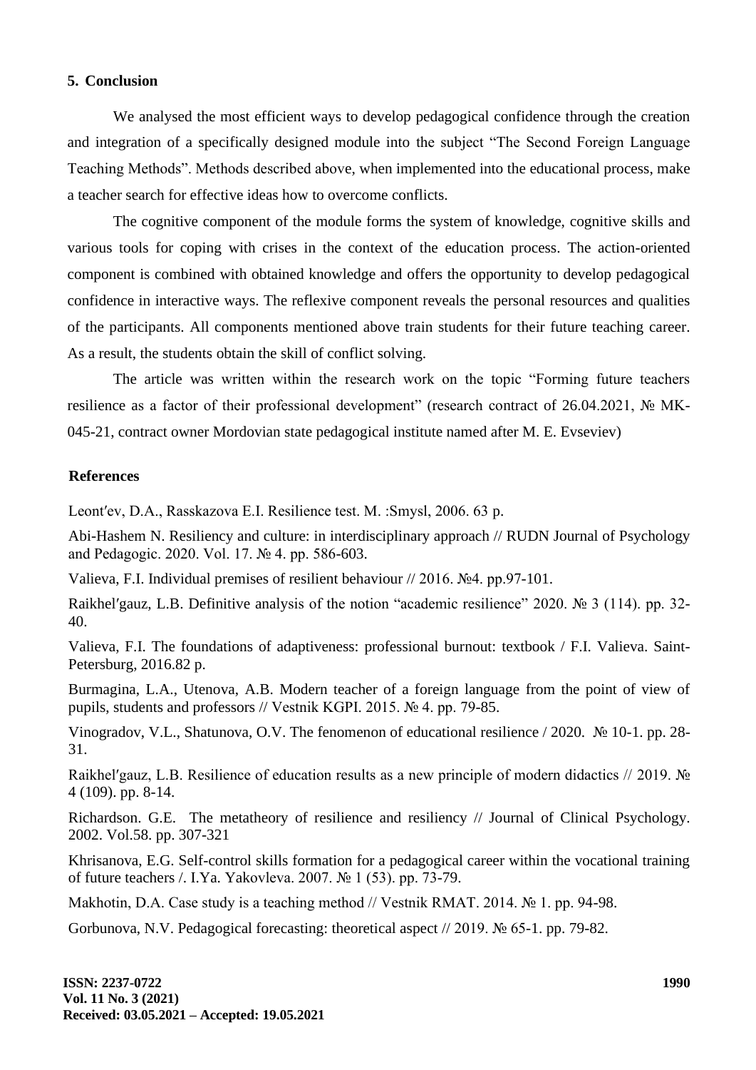## 5. Conclusion

We analysed the most efficient ways to develop pedagogical confidence through the creation and integration of a specifically designed module into the subject "The Second Foreign Language Teaching Methods". Methods described above, when implemented into the educational process, make a teacher search for effective ideas how to overcome conflicts.

The cognitive component of the module forms the system of knowledge, cognitive skills and various tools for coping with crises in the context of the education process. The action-oriented component is combined with obtained knowledge and offers the opportunity to develop pedagogical confidence in interactive ways. The reflexive component reveals the personal resources and qualities of the participants. All components mentioned above train students for their future teaching career. As a result, the students obtain the skill of conflict solving.

The article was written within the research work on the topic "Forming future teachers resilience as a factor of their professional development" (research contract of 26.04.2021, № MK-045-21, contract owner Mordovian state pedagogical institute named after M. E. Evseviev)

## References

Leont′ev, D.A., Rasskazova E.I. Resilience test. M. :Smysl, 2006. 63 p.

Abi-Hashem N. Resiliency and culture: in interdisciplinary approach // RUDN Journal of Psychology and Pedagogic. 2020. Vol. 17. № 4. pp. 586-603.

Valieva, F.I. Individual premises of resilient behaviour // 2016. №4. pp.97-101.

Raikhel′gauz, L.B. Definitive analysis of the notion "academic resilience" 2020. № 3 (114). pp. 32-40.

Valieva, F.I. The foundations of adaptiveness: professional burnout: textbook / F.I. Valieva. Saint-Petersburg, 2016.82 p.

Burmagina, L.A., Utenova, A.B. Modern teacher of a foreign language from the point of view of pupils, students and professors // Vestnik KGPI. 2015. № 4. pp. 79-85.

Vinogradov, V.L., Shatunova, O.V. The fenomenon of educational resilience / 2020. № 10-1. pp. 28-31.

Raikhel′gauz, L.B. Resilience of education results as a new principle of modern didactics // 2019. № 4 (109). pp. 8-14.

Richardson. G.E. The metatheory of resilience and resiliency // Journal of Clinical Psychology. 2002. Vol.58. pp. 307-321

Khrisanova, E.G. Self-control skills formation for a pedagogical career within the vocational training of future teachers /. I.Ya. Yakovleva. 2007. № 1 (53). pp. 73-79.

Makhotin, D.A. Case study is a teaching method // Vestnik RMAT. 2014. № 1. pp. 94-98.

Gorbunova, N.V. Pedagogical forecasting: theoretical aspect // 2019. № 65-1. pp. 79-82.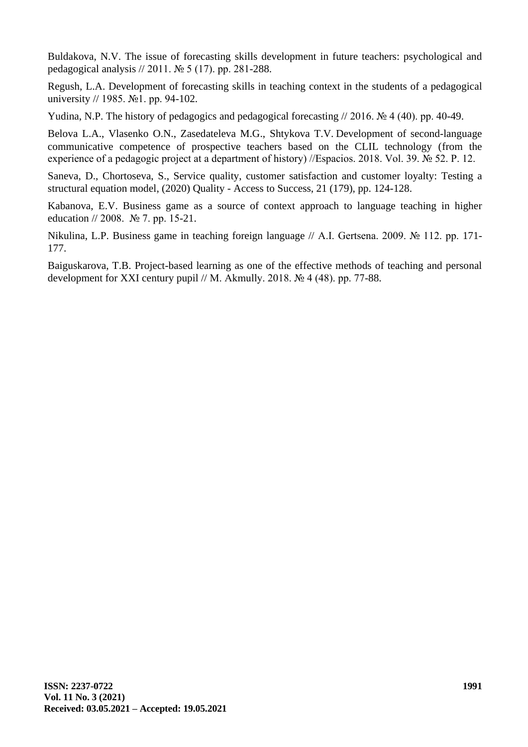Buldakova, N.V. The issue of forecasting skills development in future teachers: psychological and pedagogical analysis // 2011. № 5 (17). pp. 281-288.

Regush, L.A. Development of forecasting skills in teaching context in the students of a pedagogical university // 1985. №1. pp. 94-102.

Yudina, N.P. The history of pedagogics and pedagogical forecasting // 2016. № 4 (40). pp. 40-49.

Belova L.A., Vlasenko O.N., Zasedateleva M.G., Shtykova T.V. Development of second-language communicative competence of prospective teachers based on the CLIL technology (from the experience of a pedagogic project at a department of history) //Espacios. 2018. Vol. 39. № 52. P. 12.

Saneva, D., Chortoseva, S., Service quality, customer satisfaction and customer loyalty: Testing a structural equation model, (2020) Quality - Access to Success, 21 (179), pp. 124-128.

Kabanova, E.V. Business game as a source of context approach to language teaching in higher education // 2008. № 7. pp. 15-21.

Nikulina, L.P. Business game in teaching foreign language // A.I. Gertsena. 2009. № 112. pp. 171-177.

Baiguskarova, T.B. Project-based learning as one of the effective methods of teaching and personal development for XXI century pupil // M. Akmully. 2018. № 4 (48). pp. 77-88.